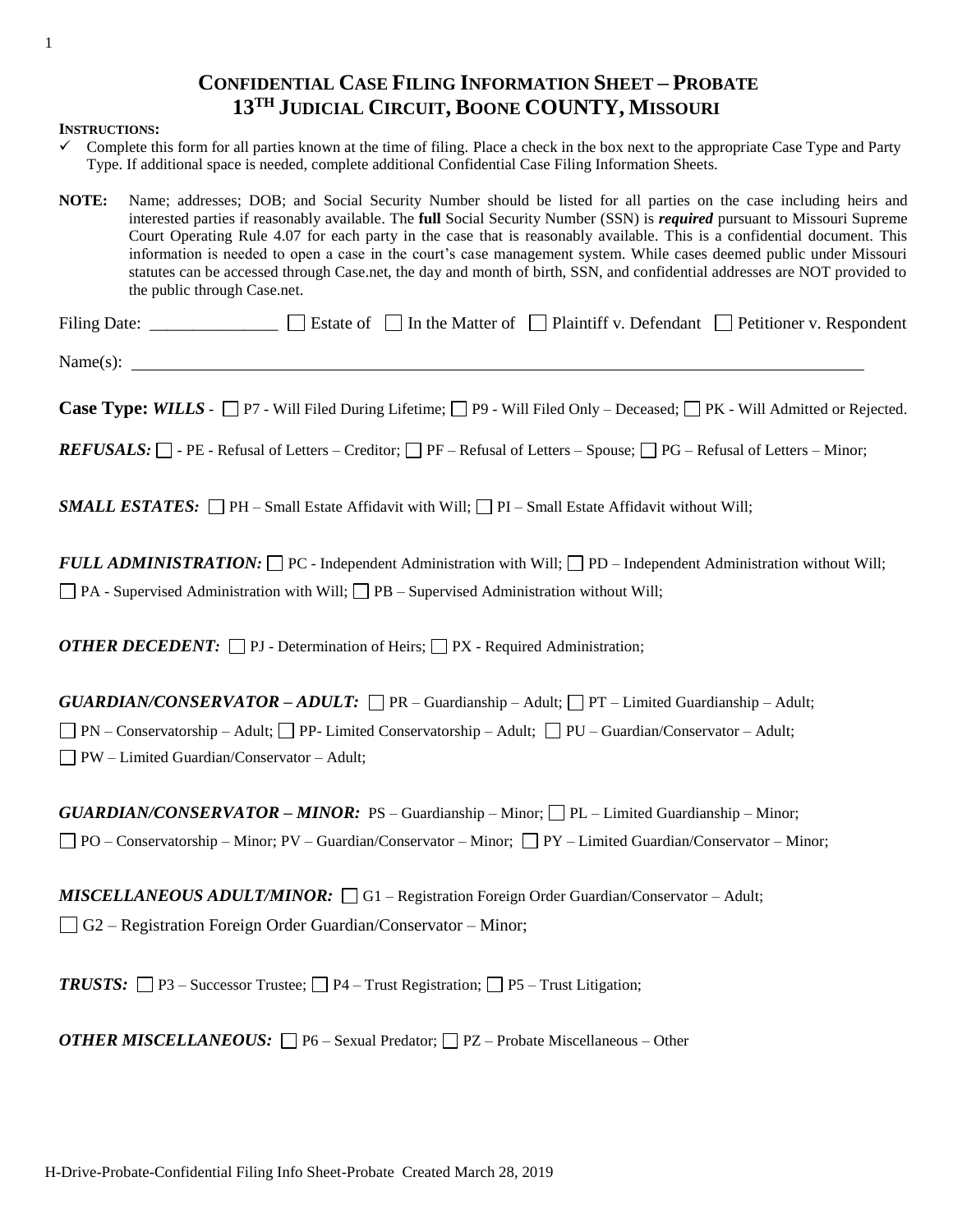# Confidential Case Filing Information Sheet – Probate
## 13TH Judicial Circuit, Boone COUNTY, Missouri

**INSTRUCTIONS:**

- ✓ Complete this form for all parties known at the time of filing. Place a check in the box next to the appropriate Case Type and Party Type. If additional space is needed, complete additional Confidential Case Filing Information Sheets.

**NOTE:** Name; addresses; DOB; and Social Security Number should be listed for all parties on the case including heirs and interested parties if reasonably available. The **full** Social Security Number (SSN) is ***required*** pursuant to Missouri Supreme Court Operating Rule 4.07 for each party in the case that is reasonably available. This is a confidential document. This information is needed to open a case in the court's case management system. While cases deemed public under Missouri statutes can be accessed through Case.net, the day and month of birth, SSN, and confidential addresses are NOT provided to the public through Case.net.

Filing Date: _______________ ☐ Estate of ☐ In the Matter of ☐ Plaintiff v. Defendant ☐ Petitioner v. Respondent

Name(s): ____________________________________________________________

**Case Type:** ***WILLS*** - ☐ P7 - Will Filed During Lifetime; ☐ P9 - Will Filed Only – Deceased; ☐ PK - Will Admitted or Rejected.

***REFUSALS:*** ☐ - PE - Refusal of Letters – Creditor; ☐ PF – Refusal of Letters – Spouse; ☐ PG – Refusal of Letters – Minor;

***SMALL ESTATES:*** ☐ PH – Small Estate Affidavit with Will; ☐ PI – Small Estate Affidavit without Will;

***FULL ADMINISTRATION:*** ☐ PC - Independent Administration with Will; ☐ PD – Independent Administration without Will;
☐ PA - Supervised Administration with Will; ☐ PB – Supervised Administration without Will;

***OTHER DECEDENT:*** ☐ PJ - Determination of Heirs; ☐ PX - Required Administration;

***GUARDIAN/CONSERVATOR – ADULT:*** ☐ PR – Guardianship – Adult; ☐ PT – Limited Guardianship – Adult;
☐ PN – Conservatorship – Adult; ☐ PP- Limited Conservatorship – Adult; ☐ PU – Guardian/Conservator – Adult;
☐ PW – Limited Guardian/Conservator – Adult;

***GUARDIAN/CONSERVATOR – MINOR:*** PS – Guardianship – Minor; ☐ PL – Limited Guardianship – Minor;
☐ PO – Conservatorship – Minor; PV – Guardian/Conservator – Minor; ☐ PY – Limited Guardian/Conservator – Minor;

***MISCELLANEOUS ADULT/MINOR:*** ☐ G1 – Registration Foreign Order Guardian/Conservator – Adult;
☐ G2 – Registration Foreign Order Guardian/Conservator – Minor;

***TRUSTS:*** ☐ P3 – Successor Trustee; ☐ P4 – Trust Registration; ☐ P5 – Trust Litigation;

***OTHER MISCELLANEOUS:*** ☐ P6 – Sexual Predator; ☐ PZ – Probate Miscellaneous – Other

H-Drive-Probate-Confidential Filing Info Sheet-Probate Created March 28, 2019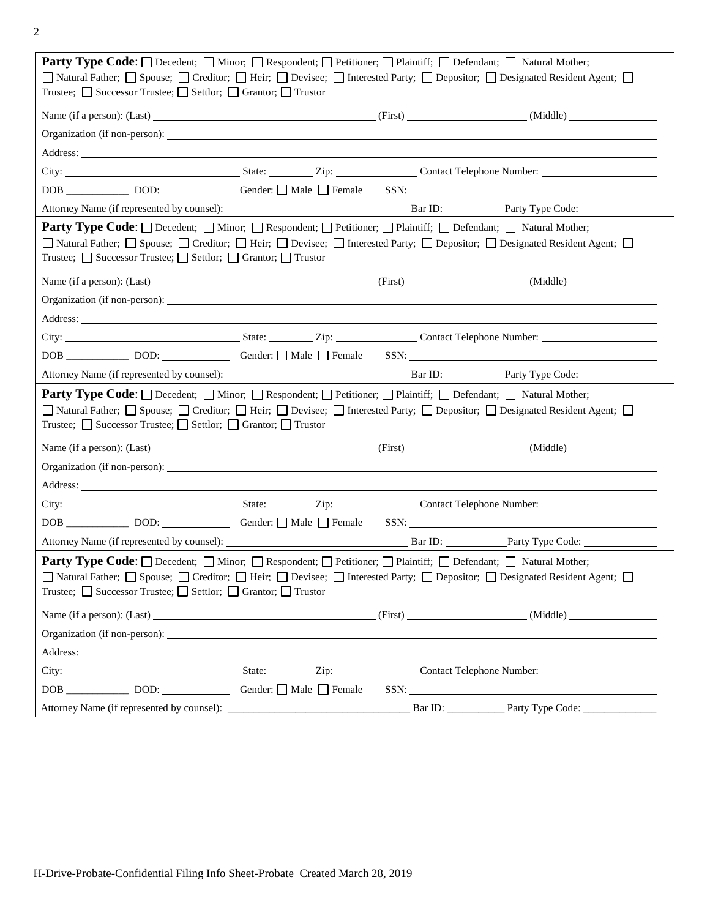**Party Type Code**: ☐ Decedent; ☐ Minor; ☐ Respondent; ☐ Petitioner; ☐ Plaintiff; ☐ Defendant; ☐ Natural Mother; ☐ Natural Father; ☐ Spouse; ☐ Creditor; ☐ Heir; ☐ Devisee; ☐ Interested Party; ☐ Depositor; ☐ Designated Resident Agent; ☐ Trustee; ☐ Successor Trustee; ☐ Settlor; ☐ Grantor; ☐ Trustor

Name (if a person): (Last) ______________________ (First) ______________________ (Middle) ______________

Organization (if non-person): ________________________________________________

Address: ________________________________________________

City: ______________________ State: ________ Zip: ______________ Contact Telephone Number: ______________________

DOB ____________ DOD: ____________ Gender: ☐ Male ☐ Female SSN: ________________________

Attorney Name (if represented by counsel): ______________________ Bar ID: ___________ Party Type Code: ______________

---

**Party Type Code**: ☐ Decedent; ☐ Minor; ☐ Respondent; ☐ Petitioner; ☐ Plaintiff; ☐ Defendant; ☐ Natural Mother; ☐ Natural Father; ☐ Spouse; ☐ Creditor; ☐ Heir; ☐ Devisee; ☐ Interested Party; ☐ Depositor; ☐ Designated Resident Agent; ☐ Trustee; ☐ Successor Trustee; ☐ Settlor; ☐ Grantor; ☐ Trustor

Name (if a person): (Last) ______________________ (First) ______________________ (Middle) ______________

Organization (if non-person): ________________________________________________

Address: ________________________________________________

City: ______________________ State: ________ Zip: ______________ Contact Telephone Number: ______________________

DOB ____________ DOD: ____________ Gender: ☐ Male ☐ Female SSN: ________________________

Attorney Name (if represented by counsel): ______________________ Bar ID: ___________ Party Type Code: ______________

---

**Party Type Code**: ☐ Decedent; ☐ Minor; ☐ Respondent; ☐ Petitioner; ☐ Plaintiff; ☐ Defendant; ☐ Natural Mother; ☐ Natural Father; ☐ Spouse; ☐ Creditor; ☐ Heir; ☐ Devisee; ☐ Interested Party; ☐ Depositor; ☐ Designated Resident Agent; ☐ Trustee; ☐ Successor Trustee; ☐ Settlor; ☐ Grantor; ☐ Trustor

Name (if a person): (Last) ______________________ (First) ______________________ (Middle) ______________

Organization (if non-person): ________________________________________________

Address: ________________________________________________

City: ______________________ State: ________ Zip: ______________ Contact Telephone Number: ______________________

DOB ____________ DOD: ____________ Gender: ☐ Male ☐ Female SSN: ________________________

Attorney Name (if represented by counsel): ______________________ Bar ID: ___________ Party Type Code: ______________

---

**Party Type Code**: ☐ Decedent; ☐ Minor; ☐ Respondent; ☐ Petitioner; ☐ Plaintiff; ☐ Defendant; ☐ Natural Mother; ☐ Natural Father; ☐ Spouse; ☐ Creditor; ☐ Heir; ☐ Devisee; ☐ Interested Party; ☐ Depositor; ☐ Designated Resident Agent; ☐ Trustee; ☐ Successor Trustee; ☐ Settlor; ☐ Grantor; ☐ Trustor

Name (if a person): (Last) ______________________ (First) ______________________ (Middle) ______________

Organization (if non-person): ________________________________________________

Address: ________________________________________________

City: ______________________ State: ________ Zip: ______________ Contact Telephone Number: ______________________

DOB ____________ DOD: ____________ Gender: ☐ Male ☐ Female SSN: ________________________

Attorney Name (if represented by counsel): ______________________ Bar ID: ___________ Party Type Code: ______________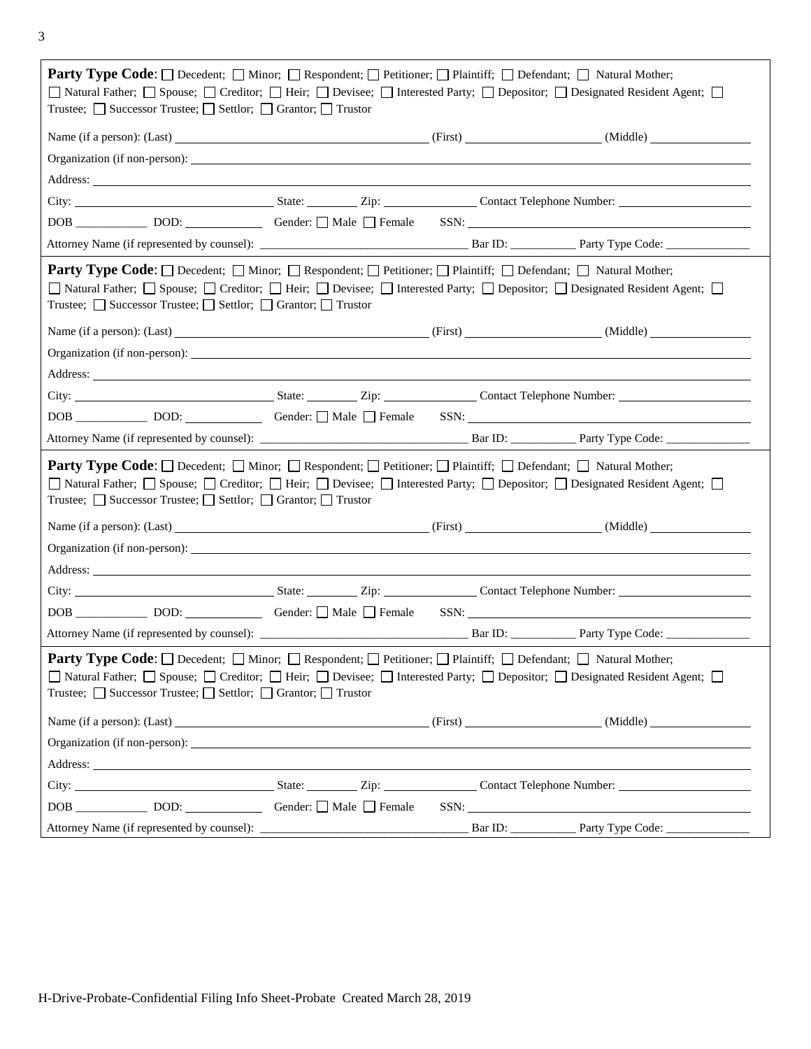**Party Type Code**: ☐ Decedent; ☐ Minor; ☐ Respondent; ☐ Petitioner; ☐ Plaintiff; ☐ Defendant; ☐ Natural Mother; ☐ Natural Father; ☐ Spouse; ☐ Creditor; ☐ Heir; ☐ Devisee; ☐ Interested Party; ☐ Depositor; ☐ Designated Resident Agent; ☐ Trustee; ☐ Successor Trustee; ☐ Settlor; ☐ Grantor; ☐ Trustor

Name (if a person): (Last) ______________________ (First) ______________________ (Middle) ______________

Organization (if non-person): ______________________________________________

Address: ______________________________________________

City: ______________________ State: ________ Zip: ______________ Contact Telephone Number: ______________________

DOB ____________ DOD: ____________ Gender: ☐ Male ☐ Female SSN: ______________________

Attorney Name (if represented by counsel): ______________________ Bar ID: __________ Party Type Code: ______________

---

**Party Type Code**: ☐ Decedent; ☐ Minor; ☐ Respondent; ☐ Petitioner; ☐ Plaintiff; ☐ Defendant; ☐ Natural Mother; ☐ Natural Father; ☐ Spouse; ☐ Creditor; ☐ Heir; ☐ Devisee; ☐ Interested Party; ☐ Depositor; ☐ Designated Resident Agent; ☐ Trustee; ☐ Successor Trustee; ☐ Settlor; ☐ Grantor; ☐ Trustor

Name (if a person): (Last) ______________________ (First) ______________________ (Middle) ______________

Organization (if non-person): ______________________________________________

Address: ______________________________________________

City: ______________________ State: ________ Zip: ______________ Contact Telephone Number: ______________________

DOB ____________ DOD: ____________ Gender: ☐ Male ☐ Female SSN: ______________________

Attorney Name (if represented by counsel): ______________________ Bar ID: __________ Party Type Code: ______________

---

**Party Type Code**: ☐ Decedent; ☐ Minor; ☐ Respondent; ☐ Petitioner; ☐ Plaintiff; ☐ Defendant; ☐ Natural Mother; ☐ Natural Father; ☐ Spouse; ☐ Creditor; ☐ Heir; ☐ Devisee; ☐ Interested Party; ☐ Depositor; ☐ Designated Resident Agent; ☐ Trustee; ☐ Successor Trustee; ☐ Settlor; ☐ Grantor; ☐ Trustor

Name (if a person): (Last) ______________________ (First) ______________________ (Middle) ______________

Organization (if non-person): ______________________________________________

Address: ______________________________________________

City: ______________________ State: ________ Zip: ______________ Contact Telephone Number: ______________________

DOB ____________ DOD: ____________ Gender: ☐ Male ☐ Female SSN: ______________________

Attorney Name (if represented by counsel): ______________________ Bar ID: __________ Party Type Code: ______________

---

**Party Type Code**: ☐ Decedent; ☐ Minor; ☐ Respondent; ☐ Petitioner; ☐ Plaintiff; ☐ Defendant; ☐ Natural Mother; ☐ Natural Father; ☐ Spouse; ☐ Creditor; ☐ Heir; ☐ Devisee; ☐ Interested Party; ☐ Depositor; ☐ Designated Resident Agent; ☐ Trustee; ☐ Successor Trustee; ☐ Settlor; ☐ Grantor; ☐ Trustor

Name (if a person): (Last) ______________________ (First) ______________________ (Middle) ______________

Organization (if non-person): ______________________________________________

Address: ______________________________________________

City: ______________________ State: ________ Zip: ______________ Contact Telephone Number: ______________________

DOB ____________ DOD: ____________ Gender: ☐ Male ☐ Female SSN: ______________________

Attorney Name (if represented by counsel): ______________________ Bar ID: __________ Party Type Code: ______________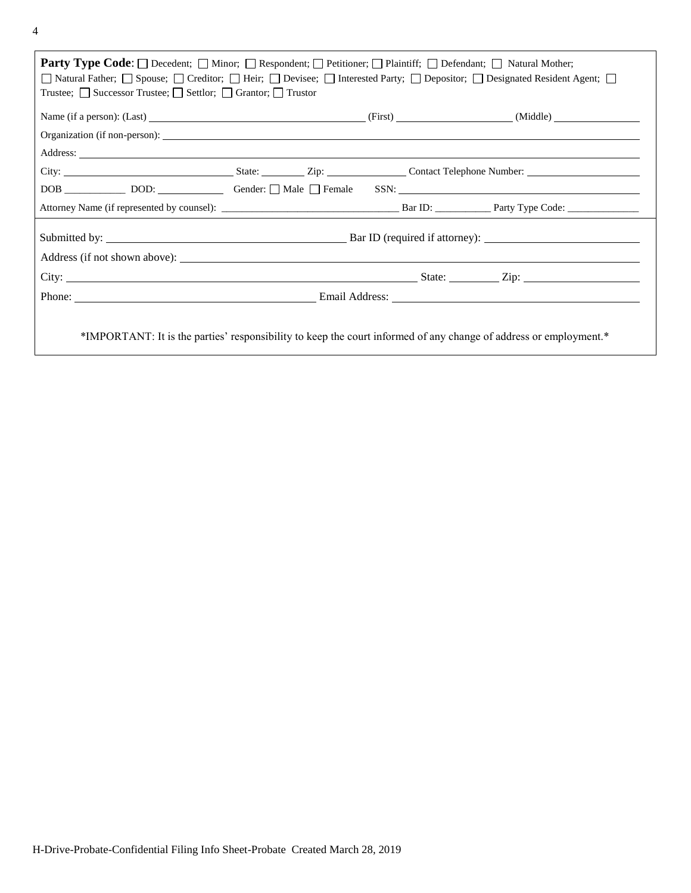**Party Type Code**: ☐ Decedent; ☐ Minor; ☐ Respondent; ☐ Petitioner; ☐ Plaintiff; ☐ Defendant; ☐ Natural Mother; ☐ Natural Father; ☐ Spouse; ☐ Creditor; ☐ Heir; ☐ Devisee; ☐ Interested Party; ☐ Depositor; ☐ Designated Resident Agent; ☐ Trustee; ☐ Successor Trustee; ☐ Settlor; ☐ Grantor; ☐ Trustor

Name (if a person): (Last) ______________________ (First) ______________ (Middle) __________

Organization (if non-person): ____________________________________________

Address: ____________________________________________

City: __________________ State: ______ Zip: __________ Contact Telephone Number: ______________

DOB __________ DOD: __________ Gender: ☐ Male ☐ Female SSN: ______________________

Attorney Name (if represented by counsel): ______________________ Bar ID: __________ Party Type Code: ____________

Submitted by: ______________________ Bar ID (required if attorney): ______________

Address (if not shown above): ____________________________________________

City: ______________________ State: ________ Zip: __________

Phone: ______________________ Email Address: ______________________

*IMPORTANT: It is the parties' responsibility to keep the court informed of any change of address or employment.*

H-Drive-Probate-Confidential Filing Info Sheet-Probate Created March 28, 2019